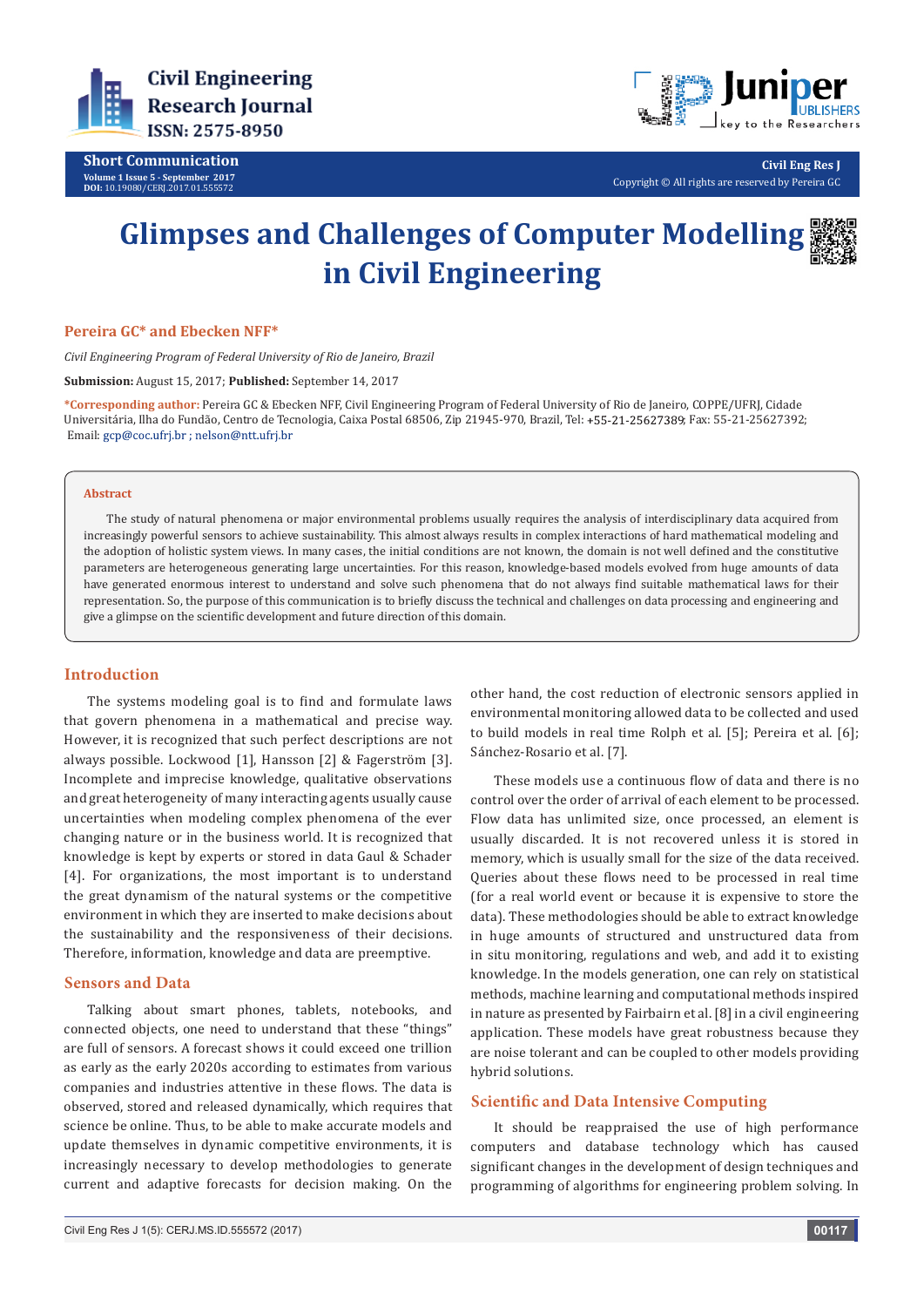Short Communication

# Glimpses and Challenges of Computer Modelling in Civil Engineering

**Pereira GC\* and Ebecken NFF\***

*Civil Engineering Program of Federal University of Rio de Janeiro, Brazil*

**Submission:** August 15, 2017; **Published:** September 14, 2017

**\*Corresponding author:** Pereira GC & Ebecken NFF, Civil Engineering Program of Federal University of Rio de Janeiro, COPPE/UFRJ, Cidade Universitária, Ilha do Fundão, Centro de Tecnologia, Caixa Postal 68506, Zip 21945-970, Brazil, Tel: +55-21-25627389; Fax: 55-21-25627392; Email: gcp@coc.ufrj.br ; nelson@ntt.ufrj.br

## Abstract

The study of natural phenomena or major environmental problems usually requires the analysis of interdisciplinary data acquired from increasingly powerful sensors to achieve sustainability. This almost always results in complex interactions of hard mathematical modeling and the adoption of holistic system views. In many cases, the initial conditions are not known, the domain is not well defined and the constitutive parameters are heterogeneous generating large uncertainties. For this reason, knowledge-based models evolved from huge amounts of data have generated enormous interest to understand and solve such phenomena that do not always find suitable mathematical laws for their representation. So, the purpose of this communication is to briefly discuss the technical and challenges on data processing and engineering and give a glimpse on the scientific development and future direction of this domain.

## Introduction

The systems modeling goal is to find and formulate laws that govern phenomena in a mathematical and precise way. However, it is recognized that such perfect descriptions are not always possible. Lockwood [1], Hansson [2] & Fagerström [3]. Incomplete and imprecise knowledge, qualitative observations and great heterogeneity of many interacting agents usually cause uncertainties when modeling complex phenomena of the ever changing nature or in the business world. It is recognized that knowledge is kept by experts or stored in data Gaul & Schader [4]. For organizations, the most important is to understand the great dynamism of the natural systems or the competitive environment in which they are inserted to make decisions about the sustainability and the responsiveness of their decisions. Therefore, information, knowledge and data are preemptive.

## Sensors and Data

Talking about smart phones, tablets, notebooks, and connected objects, one need to understand that these "things" are full of sensors. A forecast shows it could exceed one trillion as early as the early 2020s according to estimates from various companies and industries attentive in these flows. The data is observed, stored and released dynamically, which requires that science be online. Thus, to be able to make accurate models and update themselves in dynamic competitive environments, it is increasingly necessary to develop methodologies to generate current and adaptive forecasts for decision making. On the other hand, the cost reduction of electronic sensors applied in environmental monitoring allowed data to be collected and used to build models in real time Rolph et al. [5]; Pereira et al. [6]; Sánchez-Rosario et al. [7].

These models use a continuous flow of data and there is no control over the order of arrival of each element to be processed. Flow data has unlimited size, once processed, an element is usually discarded. It is not recovered unless it is stored in memory, which is usually small for the size of the data received. Queries about these flows need to be processed in real time (for a real world event or because it is expensive to store the data). These methodologies should be able to extract knowledge in huge amounts of structured and unstructured data from in situ monitoring, regulations and web, and add it to existing knowledge. In the models generation, one can rely on statistical methods, machine learning and computational methods inspired in nature as presented by Fairbairn et al. [8] in a civil engineering application. These models have great robustness because they are noise tolerant and can be coupled to other models providing hybrid solutions.

## Scientific and Data Intensive Computing

It should be reappraised the use of high performance computers and database technology which has caused significant changes in the development of design techniques and programming of algorithms for engineering problem solving. In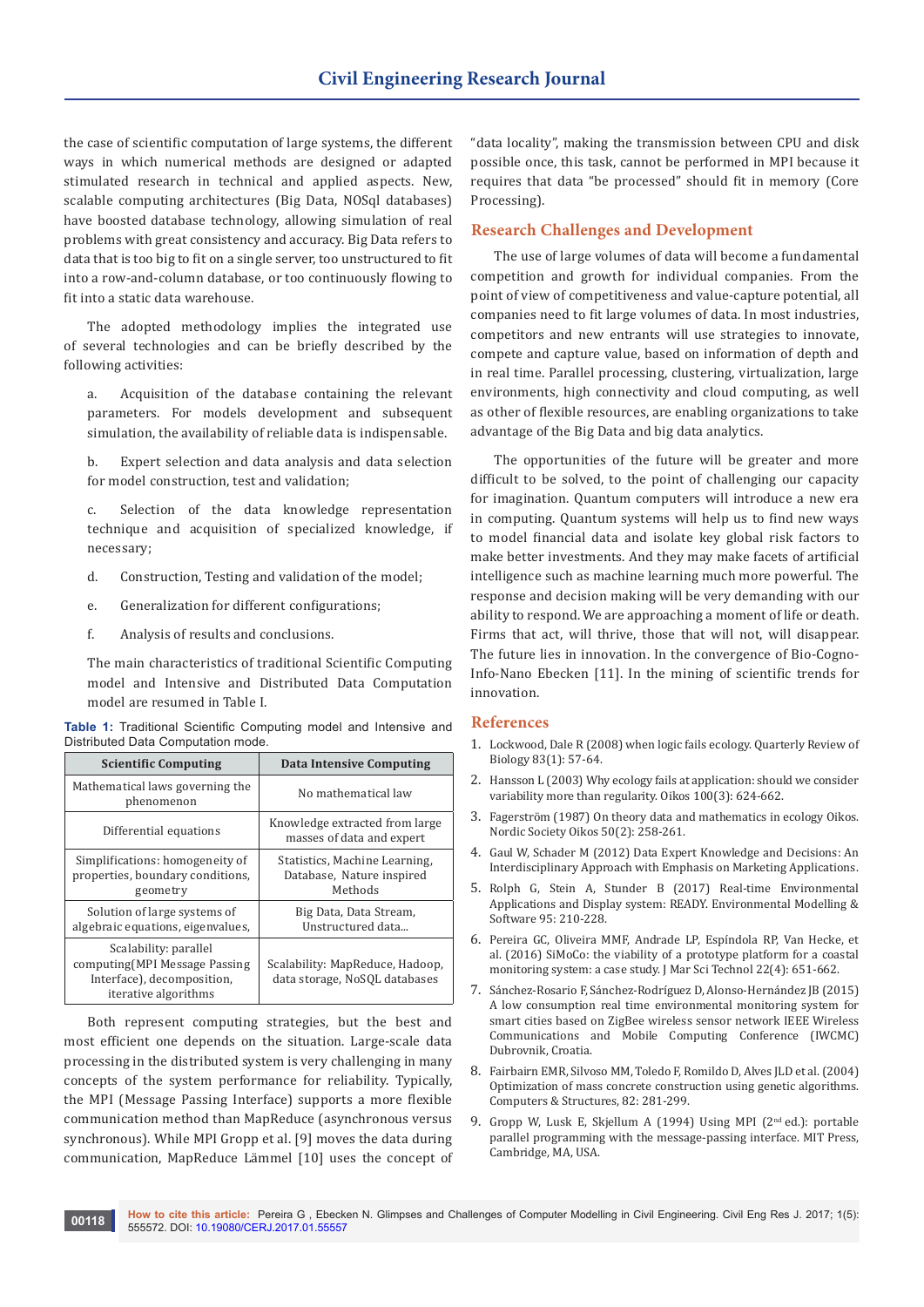the case of scientific computation of large systems, the different ways in which numerical methods are designed or adapted stimulated research in technical and applied aspects. New, scalable computing architectures (Big Data, NOSql databases) have boosted database technology, allowing simulation of real problems with great consistency and accuracy. Big Data refers to data that is too big to fit on a single server, too unstructured to fit into a row-and-column database, or too continuously flowing to fit into a static data warehouse.

The adopted methodology implies the integrated use of several technologies and can be briefly described by the following activities:

a. Acquisition of the database containing the relevant parameters. For models development and subsequent simulation, the availability of reliable data is indispensable.

b. Expert selection and data analysis and data selection for model construction, test and validation;

c. Selection of the data knowledge representation technique and acquisition of specialized knowledge, if necessary;

d. Construction, Testing and validation of the model;

e. Generalization for different configurations;

f. Analysis of results and conclusions.

The main characteristics of traditional Scientific Computing model and Intensive and Distributed Data Computation model are resumed in Table I.

**Table 1:** Traditional Scientific Computing model and Intensive and Distributed Data Computation mode.

| Scientific Computing | Data Intensive Computing |
|---|---|
| Mathematical laws governing the phenomenon | No mathematical law |
| Differential equations | Knowledge extracted from large masses of data and expert |
| Simplifications: homogeneity of properties, boundary conditions, geometry | Statistics, Machine Learning, Database, Nature inspired Methods |
| Solution of large systems of algebraic equations, eigenvalues, | Big Data, Data Stream, Unstructured data... |
| Scalability: parallel computing(MPI Message Passing Interface), decomposition, iterative algorithms | Scalability: MapReduce, Hadoop, data storage, NoSQL databases |

Both represent computing strategies, but the best and most efficient one depends on the situation. Large-scale data processing in the distributed system is very challenging in many concepts of the system performance for reliability. Typically, the MPI (Message Passing Interface) supports a more flexible communication method than MapReduce (asynchronous versus synchronous). While MPI Gropp et al. [9] moves the data during communication, MapReduce Lämmel [10] uses the concept of "data locality", making the transmission between CPU and disk possible once, this task, cannot be performed in MPI because it requires that data "be processed" should fit in memory (Core Processing).

## Research Challenges and Development

The use of large volumes of data will become a fundamental competition and growth for individual companies. From the point of view of competitiveness and value-capture potential, all companies need to fit large volumes of data. In most industries, competitors and new entrants will use strategies to innovate, compete and capture value, based on information of depth and in real time. Parallel processing, clustering, virtualization, large environments, high connectivity and cloud computing, as well as other of flexible resources, are enabling organizations to take advantage of the Big Data and big data analytics.

The opportunities of the future will be greater and more difficult to be solved, to the point of challenging our capacity for imagination. Quantum computers will introduce a new era in computing. Quantum systems will help us to find new ways to model financial data and isolate key global risk factors to make better investments. And they may make facets of artificial intelligence such as machine learning much more powerful. The response and decision making will be very demanding with our ability to respond. We are approaching a moment of life or death. Firms that act, will thrive, those that will not, will disappear. The future lies in innovation. In the convergence of Bio-Cogno-Info-Nano Ebecken [11]. In the mining of scientific trends for innovation.

## References

1. Lockwood, Dale R (2008) when logic fails ecology. Quarterly Review of Biology 83(1): 57-64.
2. Hansson L (2003) Why ecology fails at application: should we consider variability more than regularity. Oikos 100(3): 624-662.
3. Fagerström (1987) On theory data and mathematics in ecology Oikos. Nordic Society Oikos 50(2): 258-261.
4. Gaul W, Schader M (2012) Data Expert Knowledge and Decisions: An Interdisciplinary Approach with Emphasis on Marketing Applications.
5. Rolph G, Stein A, Stunder B (2017) Real-time Environmental Applications and Display system: READY. Environmental Modelling & Software 95: 210-228.
6. Pereira GC, Oliveira MMF, Andrade LP, Espíndola RP, Van Hecke, et al. (2016) SiMoCo: the viability of a prototype platform for a coastal monitoring system: a case study. J Mar Sci Technol 22(4): 651-662.
7. Sánchez-Rosario F, Sánchez-Rodríguez D, Alonso-Hernández JB (2015) A low consumption real time environmental monitoring system for smart cities based on ZigBee wireless sensor network IEEE Wireless Communications and Mobile Computing Conference (IWCMC) Dubrovnik, Croatia.
8. Fairbairn EMR, Silvoso MM, Toledo F, Romildo D, Alves JLD et al. (2004) Optimization of mass concrete construction using genetic algorithms. Computers & Structures, 82: 281-299.
9. Gropp W, Lusk E, Skjellum A (1994) Using MPI (2nd ed.): portable parallel programming with the message-passing interface. MIT Press, Cambridge, MA, USA.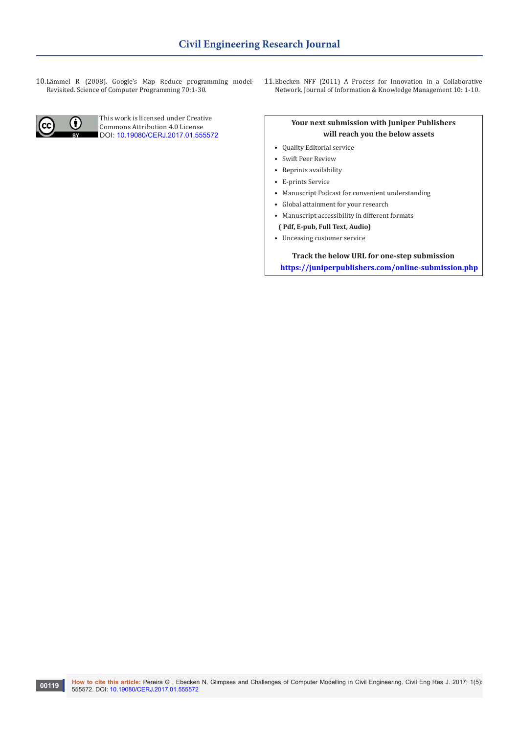10. Lämmel R (2008). Google's Map Reduce programming model-Revisited. Science of Computer Programming 70:1-30.

11. Ebecken NFF (2011) A Process for Innovation in a Collaborative Network. Journal of Information & Knowledge Management 10: 1-10.

This work is licensed under Creative Commons Attribution 4.0 License
DOI: 10.19080/CERJ.2017.01.555572

**Your next submission with Juniper Publishers will reach you the below assets**

- Quality Editorial service
- Swift Peer Review
- Reprints availability
- E-prints Service
- Manuscript Podcast for convenient understanding
- Global attainment for your research
- Manuscript accessibility in different formats
  **( Pdf, E-pub, Full Text, Audio)**
- Unceasing customer service

**Track the below URL for one-step submission**
**https://juniperpublishers.com/online-submission.php**